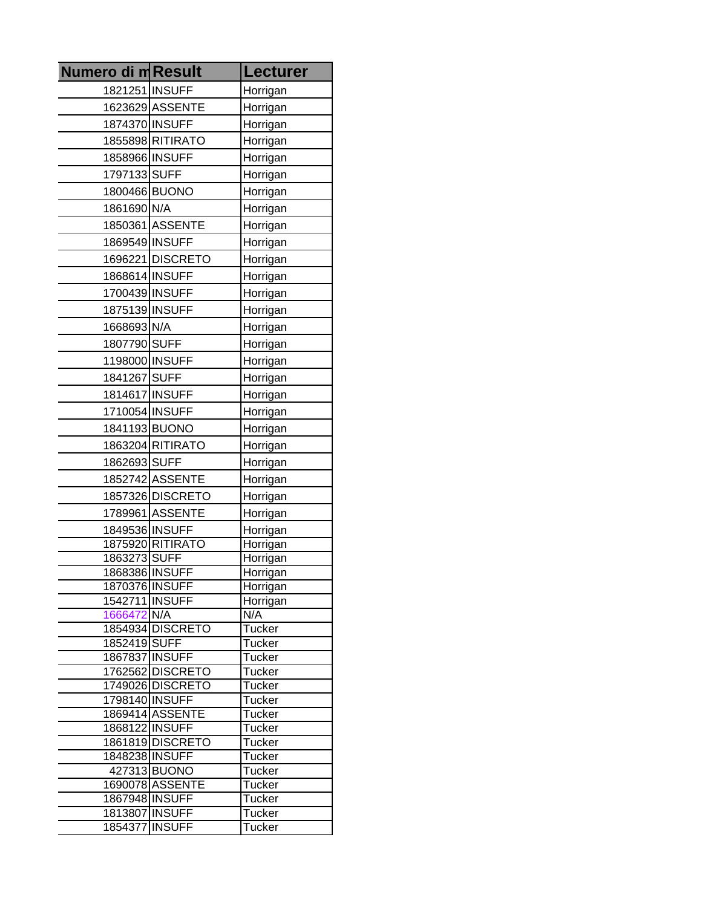| Numero di m | Result | Lecturer |
|---|---|---|
| 1821251 | INSUFF | Horrigan |
| 1623629 | ASSENTE | Horrigan |
| 1874370 | INSUFF | Horrigan |
| 1855898 | RITIRATO | Horrigan |
| 1858966 | INSUFF | Horrigan |
| 1797133 | SUFF | Horrigan |
| 1800466 | BUONO | Horrigan |
| 1861690 | N/A | Horrigan |
| 1850361 | ASSENTE | Horrigan |
| 1869549 | INSUFF | Horrigan |
| 1696221 | DISCRETO | Horrigan |
| 1868614 | INSUFF | Horrigan |
| 1700439 | INSUFF | Horrigan |
| 1875139 | INSUFF | Horrigan |
| 1668693 | N/A | Horrigan |
| 1807790 | SUFF | Horrigan |
| 1198000 | INSUFF | Horrigan |
| 1841267 | SUFF | Horrigan |
| 1814617 | INSUFF | Horrigan |
| 1710054 | INSUFF | Horrigan |
| 1841193 | BUONO | Horrigan |
| 1863204 | RITIRATO | Horrigan |
| 1862693 | SUFF | Horrigan |
| 1852742 | ASSENTE | Horrigan |
| 1857326 | DISCRETO | Horrigan |
| 1789961 | ASSENTE | Horrigan |
| 1849536 | INSUFF | Horrigan |
| 1875920 | RITIRATO | Horrigan |
| 1863273 | SUFF | Horrigan |
| 1868386 | INSUFF | Horrigan |
| 1870376 | INSUFF | Horrigan |
| 1542711 | INSUFF | Horrigan |
| 1666472 | N/A | N/A |
| 1854934 | DISCRETO | Tucker |
| 1852419 | SUFF | Tucker |
| 1867837 | INSUFF | Tucker |
| 1762562 | DISCRETO | Tucker |
| 1749026 | DISCRETO | Tucker |
| 1798140 | INSUFF | Tucker |
| 1869414 | ASSENTE | Tucker |
| 1868122 | INSUFF | Tucker |
| 1861819 | DISCRETO | Tucker |
| 1848238 | INSUFF | Tucker |
| 427313 | BUONO | Tucker |
| 1690078 | ASSENTE | Tucker |
| 1867948 | INSUFF | Tucker |
| 1813807 | INSUFF | Tucker |
| 1854377 | INSUFF | Tucker |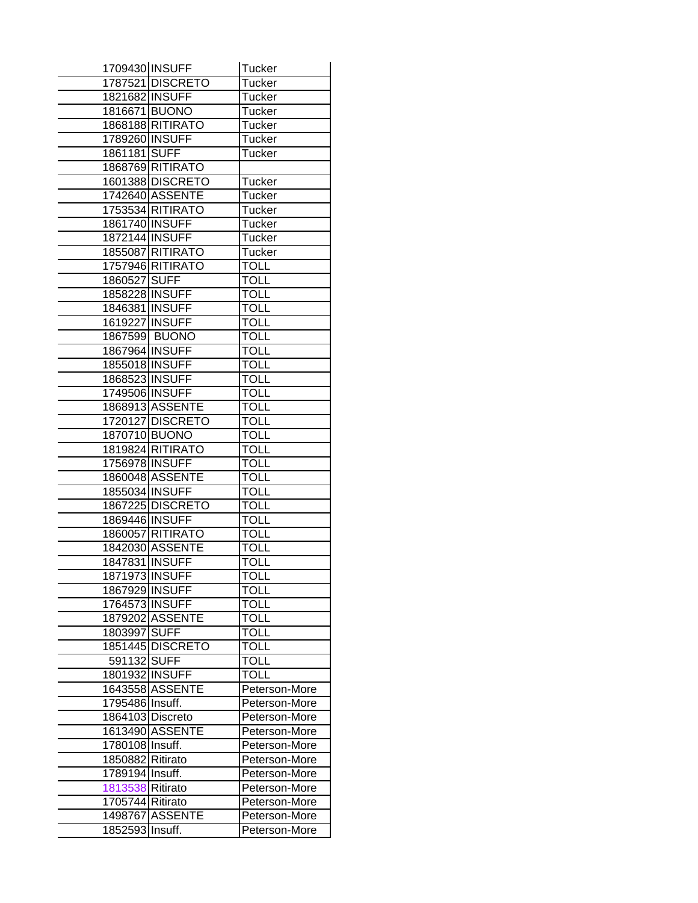| | | |
|---|---|---|
| 1709430 | INSUFF | Tucker |
| 1787521 | DISCRETO | Tucker |
| 1821682 | INSUFF | Tucker |
| 1816671 | BUONO | Tucker |
| 1868188 | RITIRATO | Tucker |
| 1789260 | INSUFF | Tucker |
| 1861181 | SUFF | Tucker |
| 1868769 | RITIRATO | |
| 1601388 | DISCRETO | Tucker |
| 1742640 | ASSENTE | Tucker |
| 1753534 | RITIRATO | Tucker |
| 1861740 | INSUFF | Tucker |
| 1872144 | INSUFF | Tucker |
| 1855087 | RITIRATO | Tucker |
| 1757946 | RITIRATO | TOLL |
| 1860527 | SUFF | TOLL |
| 1858228 | INSUFF | TOLL |
| 1846381 | INSUFF | TOLL |
| 1619227 | INSUFF | TOLL |
| 1867599 | BUONO | TOLL |
| 1867964 | INSUFF | TOLL |
| 1855018 | INSUFF | TOLL |
| 1868523 | INSUFF | TOLL |
| 1749506 | INSUFF | TOLL |
| 1868913 | ASSENTE | TOLL |
| 1720127 | DISCRETO | TOLL |
| 1870710 | BUONO | TOLL |
| 1819824 | RITIRATO | TOLL |
| 1756978 | INSUFF | TOLL |
| 1860048 | ASSENTE | TOLL |
| 1855034 | INSUFF | TOLL |
| 1867225 | DISCRETO | TOLL |
| 1869446 | INSUFF | TOLL |
| 1860057 | RITIRATO | TOLL |
| 1842030 | ASSENTE | TOLL |
| 1847831 | INSUFF | TOLL |
| 1871973 | INSUFF | TOLL |
| 1867929 | INSUFF | TOLL |
| 1764573 | INSUFF | TOLL |
| 1879202 | ASSENTE | TOLL |
| 1803997 | SUFF | TOLL |
| 1851445 | DISCRETO | TOLL |
| 591132 | SUFF | TOLL |
| 1801932 | INSUFF | TOLL |
| 1643558 | ASSENTE | Peterson-More |
| 1795486 | Insuff. | Peterson-More |
| 1864103 | Discreto | Peterson-More |
| 1613490 | ASSENTE | Peterson-More |
| 1780108 | Insuff. | Peterson-More |
| 1850882 | Ritirato | Peterson-More |
| 1789194 | Insuff. | Peterson-More |
| 1813538 | Ritirato | Peterson-More |
| 1705744 | Ritirato | Peterson-More |
| 1498767 | ASSENTE | Peterson-More |
| 1852593 | Insuff. | Peterson-More |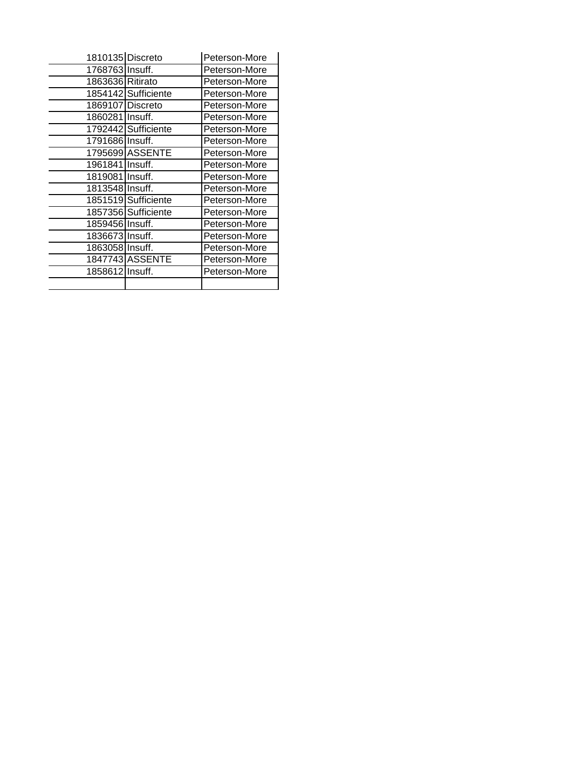| | | |
|---|---|---|
| 1810135 | Discreto | Peterson-More |
| 1768763 | Insuff. | Peterson-More |
| 1863636 | Ritirato | Peterson-More |
| 1854142 | Sufficiente | Peterson-More |
| 1869107 | Discreto | Peterson-More |
| 1860281 | Insuff. | Peterson-More |
| 1792442 | Sufficiente | Peterson-More |
| 1791686 | Insuff. | Peterson-More |
| 1795699 | ASSENTE | Peterson-More |
| 1961841 | Insuff. | Peterson-More |
| 1819081 | Insuff. | Peterson-More |
| 1813548 | Insuff. | Peterson-More |
| 1851519 | Sufficiente | Peterson-More |
| 1857356 | Sufficiente | Peterson-More |
| 1859456 | Insuff. | Peterson-More |
| 1836673 | Insuff. | Peterson-More |
| 1863058 | Insuff. | Peterson-More |
| 1847743 | ASSENTE | Peterson-More |
| 1858612 | Insuff. | Peterson-More |
| | | |